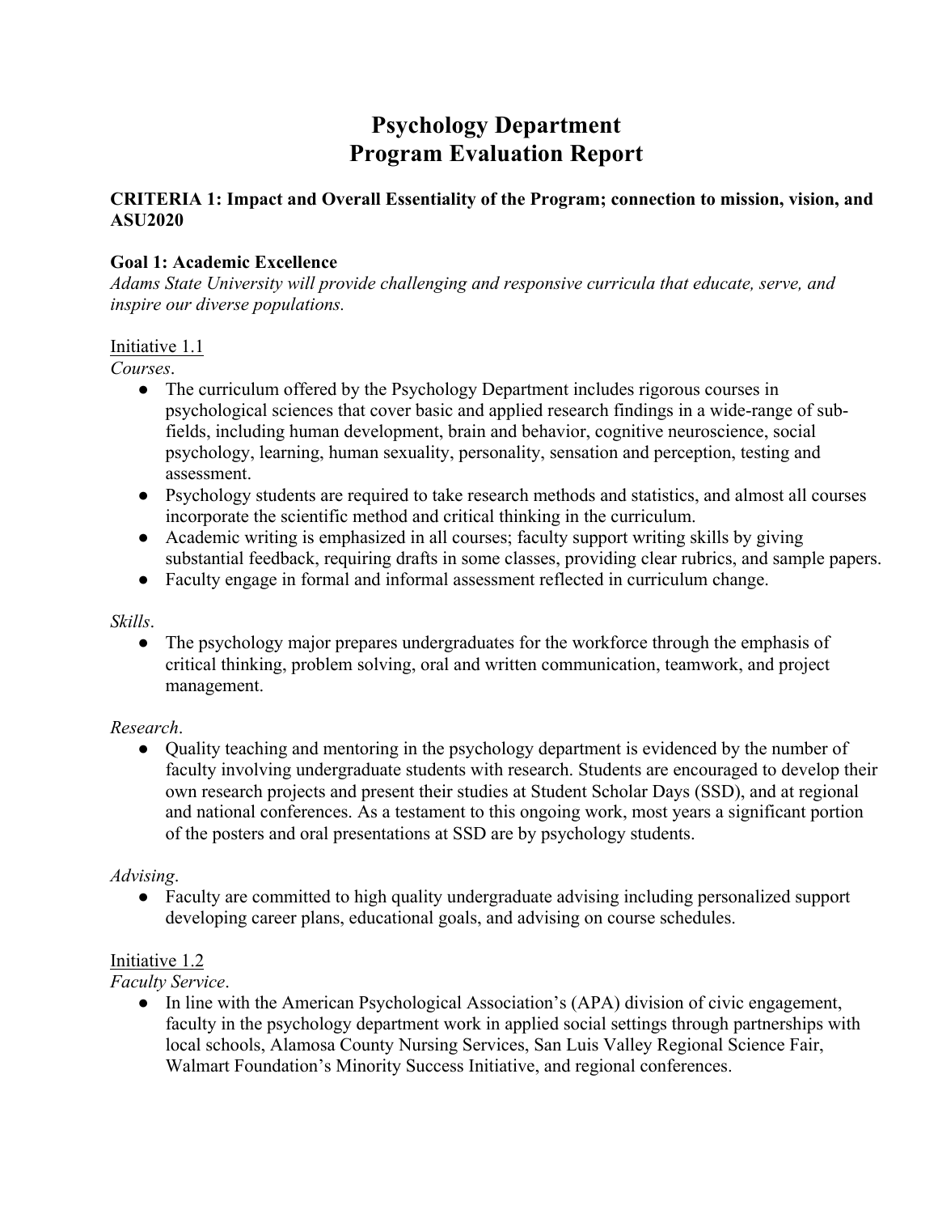# Psychology Department
# Program Evaluation Report

**CRITERIA 1: Impact and Overall Essentiality of the Program; connection to mission, vision, and ASU2020**

**Goal 1: Academic Excellence**

*Adams State University will provide challenging and responsive curricula that educate, serve, and inspire our diverse populations.*

Initiative 1.1

*Courses*.

- The curriculum offered by the Psychology Department includes rigorous courses in psychological sciences that cover basic and applied research findings in a wide-range of sub-fields, including human development, brain and behavior, cognitive neuroscience, social psychology, learning, human sexuality, personality, sensation and perception, testing and assessment.
- Psychology students are required to take research methods and statistics, and almost all courses incorporate the scientific method and critical thinking in the curriculum.
- Academic writing is emphasized in all courses; faculty support writing skills by giving substantial feedback, requiring drafts in some classes, providing clear rubrics, and sample papers.
- Faculty engage in formal and informal assessment reflected in curriculum change.

*Skills*.

- The psychology major prepares undergraduates for the workforce through the emphasis of critical thinking, problem solving, oral and written communication, teamwork, and project management.

*Research*.

- Quality teaching and mentoring in the psychology department is evidenced by the number of faculty involving undergraduate students with research. Students are encouraged to develop their own research projects and present their studies at Student Scholar Days (SSD), and at regional and national conferences. As a testament to this ongoing work, most years a significant portion of the posters and oral presentations at SSD are by psychology students.

*Advising*.

- Faculty are committed to high quality undergraduate advising including personalized support developing career plans, educational goals, and advising on course schedules.

Initiative 1.2

*Faculty Service*.

- In line with the American Psychological Association's (APA) division of civic engagement, faculty in the psychology department work in applied social settings through partnerships with local schools, Alamosa County Nursing Services, San Luis Valley Regional Science Fair, Walmart Foundation's Minority Success Initiative, and regional conferences.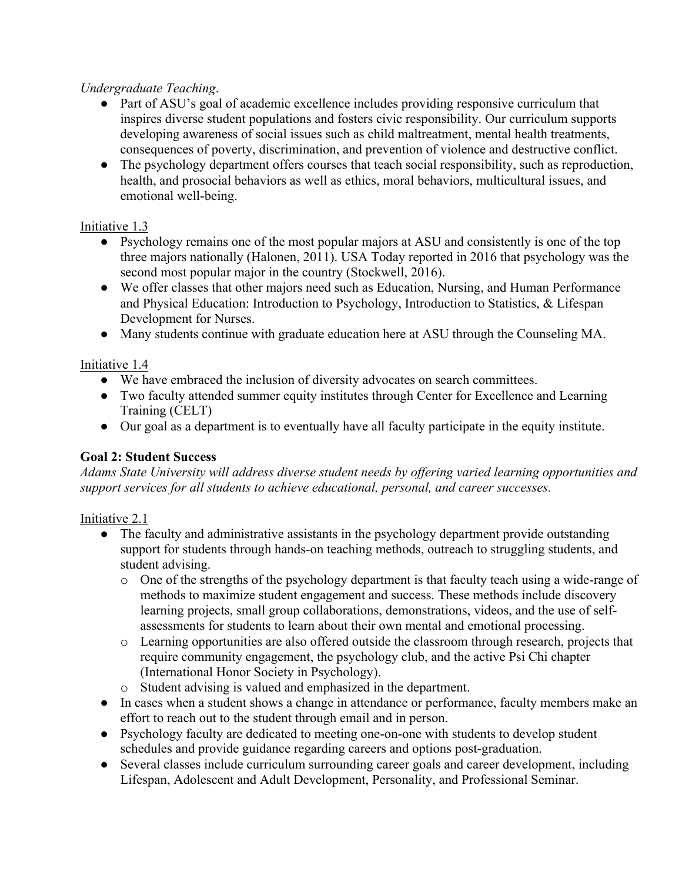*Undergraduate Teaching*.

- Part of ASU's goal of academic excellence includes providing responsive curriculum that inspires diverse student populations and fosters civic responsibility. Our curriculum supports developing awareness of social issues such as child maltreatment, mental health treatments, consequences of poverty, discrimination, and prevention of violence and destructive conflict.
- The psychology department offers courses that teach social responsibility, such as reproduction, health, and prosocial behaviors as well as ethics, moral behaviors, multicultural issues, and emotional well-being.

<u>Initiative 1.3</u>

- Psychology remains one of the most popular majors at ASU and consistently is one of the top three majors nationally (Halonen, 2011). USA Today reported in 2016 that psychology was the second most popular major in the country (Stockwell, 2016).
- We offer classes that other majors need such as Education, Nursing, and Human Performance and Physical Education: Introduction to Psychology, Introduction to Statistics, & Lifespan Development for Nurses.
- Many students continue with graduate education here at ASU through the Counseling MA.

<u>Initiative 1.4</u>

- We have embraced the inclusion of diversity advocates on search committees.
- Two faculty attended summer equity institutes through Center for Excellence and Learning Training (CELT)
- Our goal as a department is to eventually have all faculty participate in the equity institute.

**Goal 2: Student Success**

*Adams State University will address diverse student needs by offering varied learning opportunities and support services for all students to achieve educational, personal, and career successes.*

<u>Initiative 2.1</u>

- The faculty and administrative assistants in the psychology department provide outstanding support for students through hands-on teaching methods, outreach to struggling students, and student advising.
  - One of the strengths of the psychology department is that faculty teach using a wide-range of methods to maximize student engagement and success. These methods include discovery learning projects, small group collaborations, demonstrations, videos, and the use of self-assessments for students to learn about their own mental and emotional processing.
  - Learning opportunities are also offered outside the classroom through research, projects that require community engagement, the psychology club, and the active Psi Chi chapter (International Honor Society in Psychology).
  - Student advising is valued and emphasized in the department.
- In cases when a student shows a change in attendance or performance, faculty members make an effort to reach out to the student through email and in person.
- Psychology faculty are dedicated to meeting one-on-one with students to develop student schedules and provide guidance regarding careers and options post-graduation.
- Several classes include curriculum surrounding career goals and career development, including Lifespan, Adolescent and Adult Development, Personality, and Professional Seminar.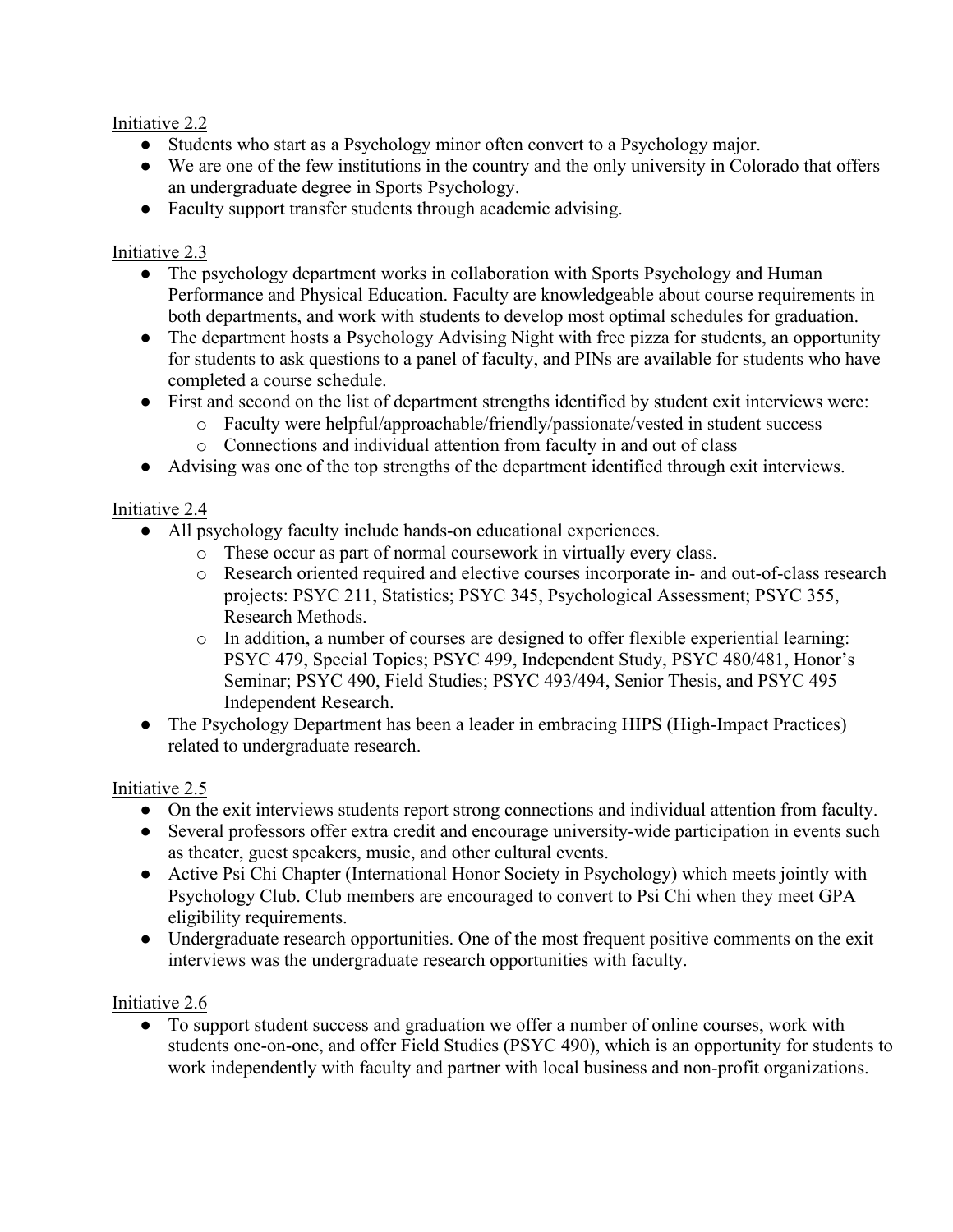Initiative 2.2

- Students who start as a Psychology minor often convert to a Psychology major.
- We are one of the few institutions in the country and the only university in Colorado that offers an undergraduate degree in Sports Psychology.
- Faculty support transfer students through academic advising.

Initiative 2.3

- The psychology department works in collaboration with Sports Psychology and Human Performance and Physical Education. Faculty are knowledgeable about course requirements in both departments, and work with students to develop most optimal schedules for graduation.
- The department hosts a Psychology Advising Night with free pizza for students, an opportunity for students to ask questions to a panel of faculty, and PINs are available for students who have completed a course schedule.
- First and second on the list of department strengths identified by student exit interviews were:
    - Faculty were helpful/approachable/friendly/passionate/vested in student success
    - Connections and individual attention from faculty in and out of class
- Advising was one of the top strengths of the department identified through exit interviews.

Initiative 2.4

- All psychology faculty include hands-on educational experiences.
    - These occur as part of normal coursework in virtually every class.
    - Research oriented required and elective courses incorporate in- and out-of-class research projects: PSYC 211, Statistics; PSYC 345, Psychological Assessment; PSYC 355, Research Methods.
    - In addition, a number of courses are designed to offer flexible experiential learning: PSYC 479, Special Topics; PSYC 499, Independent Study, PSYC 480/481, Honor's Seminar; PSYC 490, Field Studies; PSYC 493/494, Senior Thesis, and PSYC 495 Independent Research.
- The Psychology Department has been a leader in embracing HIPS (High-Impact Practices) related to undergraduate research.

Initiative 2.5

- On the exit interviews students report strong connections and individual attention from faculty.
- Several professors offer extra credit and encourage university-wide participation in events such as theater, guest speakers, music, and other cultural events.
- Active Psi Chi Chapter (International Honor Society in Psychology) which meets jointly with Psychology Club. Club members are encouraged to convert to Psi Chi when they meet GPA eligibility requirements.
- Undergraduate research opportunities. One of the most frequent positive comments on the exit interviews was the undergraduate research opportunities with faculty.

Initiative 2.6

- To support student success and graduation we offer a number of online courses, work with students one-on-one, and offer Field Studies (PSYC 490), which is an opportunity for students to work independently with faculty and partner with local business and non-profit organizations.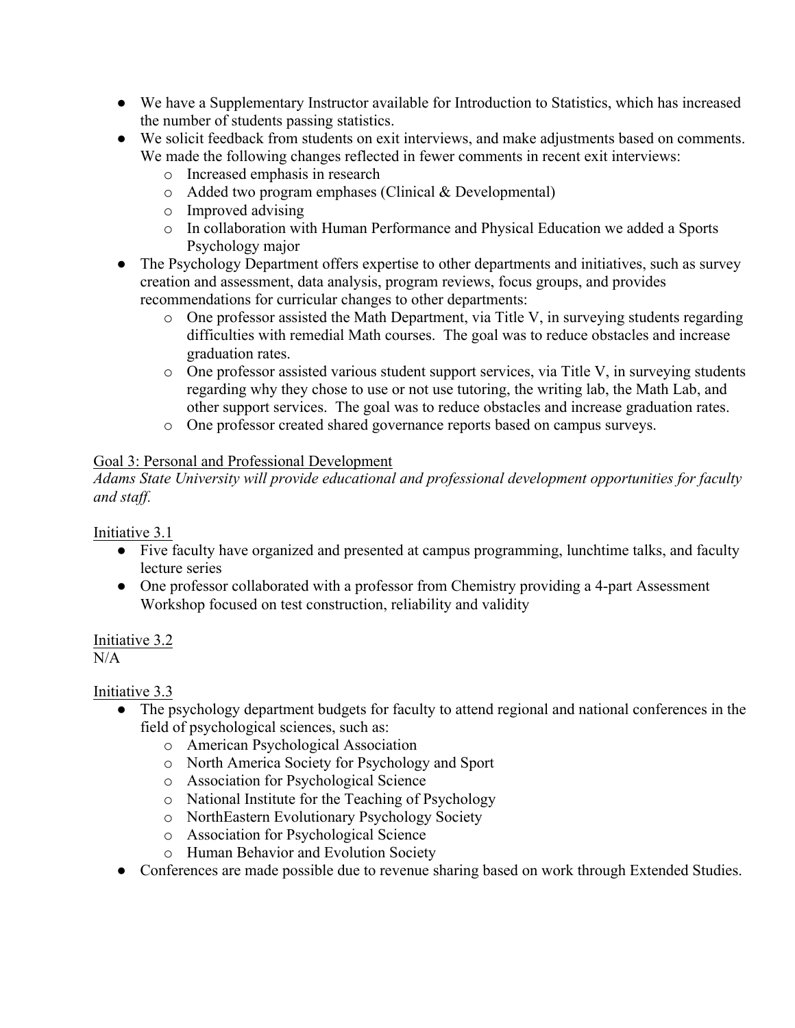- We have a Supplementary Instructor available for Introduction to Statistics, which has increased the number of students passing statistics.
- We solicit feedback from students on exit interviews, and make adjustments based on comments. We made the following changes reflected in fewer comments in recent exit interviews:
    - Increased emphasis in research
    - Added two program emphases (Clinical & Developmental)
    - Improved advising
    - In collaboration with Human Performance and Physical Education we added a Sports Psychology major
- The Psychology Department offers expertise to other departments and initiatives, such as survey creation and assessment, data analysis, program reviews, focus groups, and provides recommendations for curricular changes to other departments:
    - One professor assisted the Math Department, via Title V, in surveying students regarding difficulties with remedial Math courses. The goal was to reduce obstacles and increase graduation rates.
    - One professor assisted various student support services, via Title V, in surveying students regarding why they chose to use or not use tutoring, the writing lab, the Math Lab, and other support services. The goal was to reduce obstacles and increase graduation rates.
    - One professor created shared governance reports based on campus surveys.

Goal 3: Personal and Professional Development

*Adams State University will provide educational and professional development opportunities for faculty and staff.*

Initiative 3.1

- Five faculty have organized and presented at campus programming, lunchtime talks, and faculty lecture series
- One professor collaborated with a professor from Chemistry providing a 4-part Assessment Workshop focused on test construction, reliability and validity

Initiative 3.2

N/A

Initiative 3.3

- The psychology department budgets for faculty to attend regional and national conferences in the field of psychological sciences, such as:
    - American Psychological Association
    - North America Society for Psychology and Sport
    - Association for Psychological Science
    - National Institute for the Teaching of Psychology
    - NorthEastern Evolutionary Psychology Society
    - Association for Psychological Science
    - Human Behavior and Evolution Society
- Conferences are made possible due to revenue sharing based on work through Extended Studies.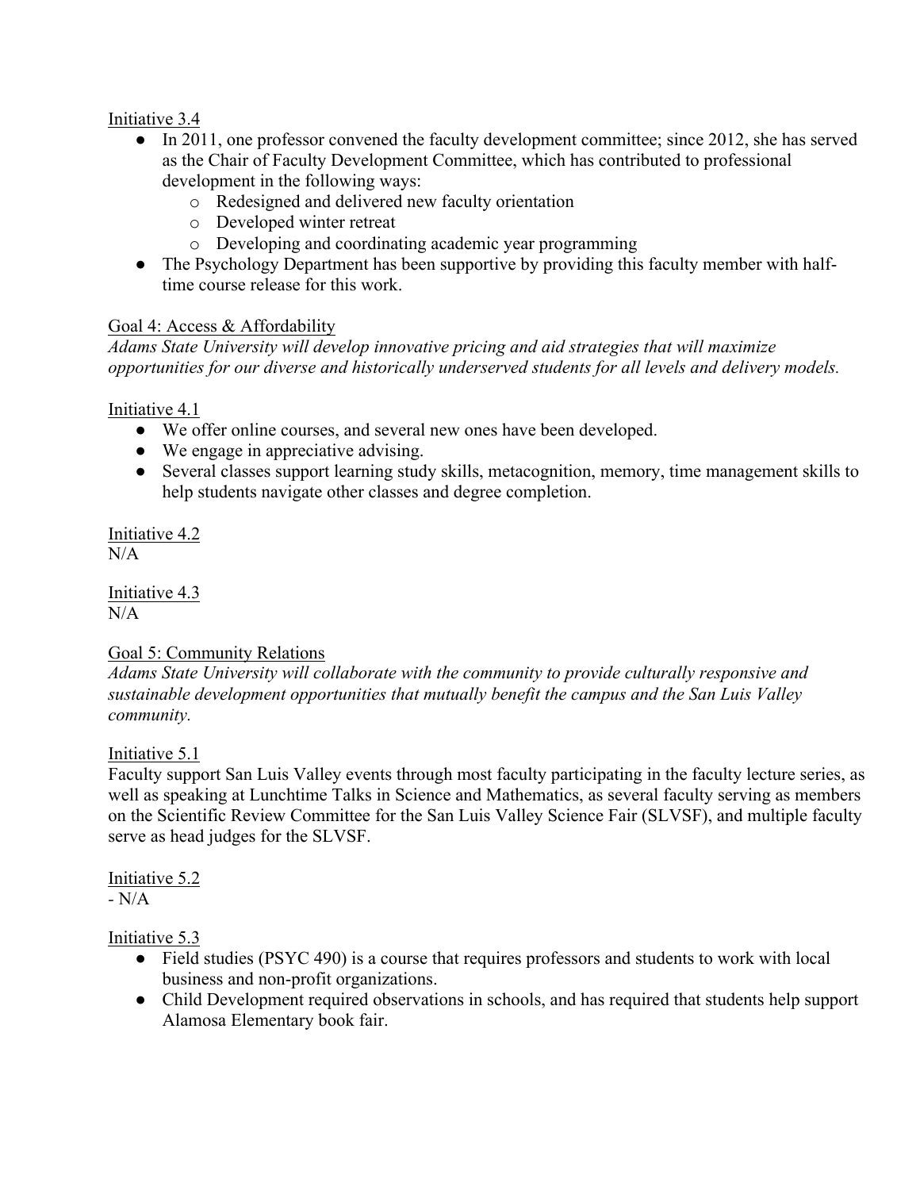Initiative 3.4

- In 2011, one professor convened the faculty development committee; since 2012, she has served as the Chair of Faculty Development Committee, which has contributed to professional development in the following ways:
  - Redesigned and delivered new faculty orientation
  - Developed winter retreat
  - Developing and coordinating academic year programming
- The Psychology Department has been supportive by providing this faculty member with half-time course release for this work.

Goal 4: Access & Affordability

*Adams State University will develop innovative pricing and aid strategies that will maximize opportunities for our diverse and historically underserved students for all levels and delivery models.*

Initiative 4.1

- We offer online courses, and several new ones have been developed.
- We engage in appreciative advising.
- Several classes support learning study skills, metacognition, memory, time management skills to help students navigate other classes and degree completion.

Initiative 4.2

N/A

Initiative 4.3

N/A

Goal 5: Community Relations

*Adams State University will collaborate with the community to provide culturally responsive and sustainable development opportunities that mutually benefit the campus and the San Luis Valley community.*

Initiative 5.1

Faculty support San Luis Valley events through most faculty participating in the faculty lecture series, as well as speaking at Lunchtime Talks in Science and Mathematics, as several faculty serving as members on the Scientific Review Committee for the San Luis Valley Science Fair (SLVSF), and multiple faculty serve as head judges for the SLVSF.

Initiative 5.2

- N/A

Initiative 5.3

- Field studies (PSYC 490) is a course that requires professors and students to work with local business and non-profit organizations.
- Child Development required observations in schools, and has required that students help support Alamosa Elementary book fair.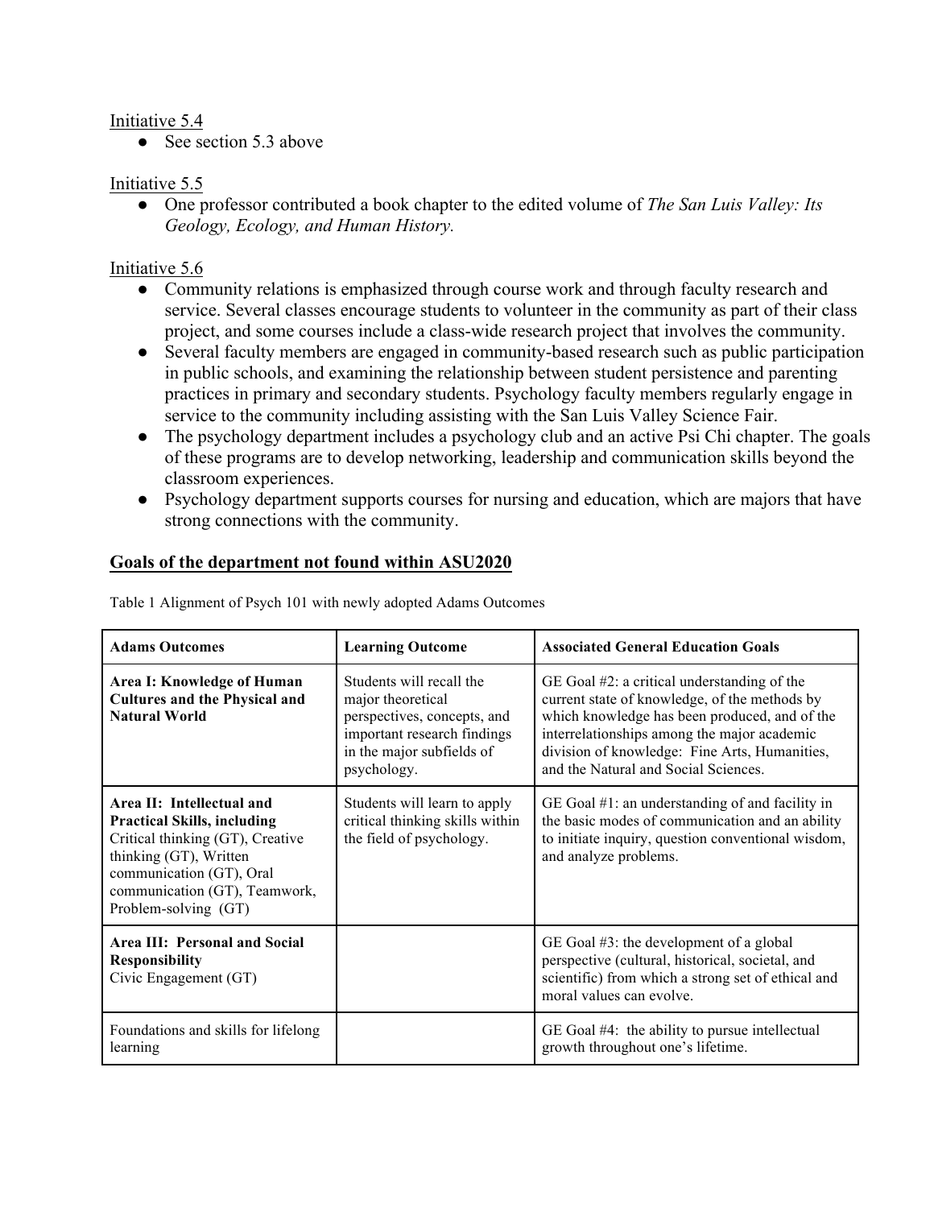Initiative 5.4

- See section 5.3 above

Initiative 5.5

- One professor contributed a book chapter to the edited volume of *The San Luis Valley: Its Geology, Ecology, and Human History.*

Initiative 5.6

- Community relations is emphasized through course work and through faculty research and service. Several classes encourage students to volunteer in the community as part of their class project, and some courses include a class-wide research project that involves the community.
- Several faculty members are engaged in community-based research such as public participation in public schools, and examining the relationship between student persistence and parenting practices in primary and secondary students. Psychology faculty members regularly engage in service to the community including assisting with the San Luis Valley Science Fair.
- The psychology department includes a psychology club and an active Psi Chi chapter. The goals of these programs are to develop networking, leadership and communication skills beyond the classroom experiences.
- Psychology department supports courses for nursing and education, which are majors that have strong connections with the community.

## Goals of the department not found within ASU2020

Table 1 Alignment of Psych 101 with newly adopted Adams Outcomes

| Adams Outcomes | Learning Outcome | Associated General Education Goals |
|---|---|---|
| **Area I: Knowledge of Human Cultures and the Physical and Natural World** | Students will recall the major theoretical perspectives, concepts, and important research findings in the major subfields of psychology. | GE Goal #2: a critical understanding of the current state of knowledge, of the methods by which knowledge has been produced, and of the interrelationships among the major academic division of knowledge: Fine Arts, Humanities, and the Natural and Social Sciences. |
| **Area II: Intellectual and Practical Skills, including** Critical thinking (GT), Creative thinking (GT), Written communication (GT), Oral communication (GT), Teamwork, Problem-solving (GT) | Students will learn to apply critical thinking skills within the field of psychology. | GE Goal #1: an understanding of and facility in the basic modes of communication and an ability to initiate inquiry, question conventional wisdom, and analyze problems. |
| **Area III: Personal and Social Responsibility** Civic Engagement (GT) | | GE Goal #3: the development of a global perspective (cultural, historical, societal, and scientific) from which a strong set of ethical and moral values can evolve. |
| Foundations and skills for lifelong learning | | GE Goal #4: the ability to pursue intellectual growth throughout one's lifetime. |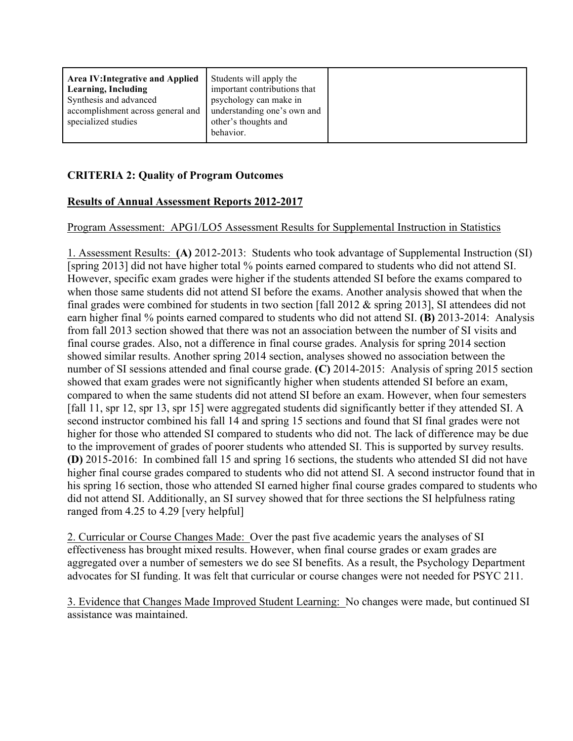| | | |
|---|---|---|
| **Area IV: Integrative and Applied Learning, Including** Synthesis and advanced accomplishment across general and specialized studies | Students will apply the important contributions that psychology can make in understanding one's own and other's thoughts and behavior. | |

**CRITERIA 2: Quality of Program Outcomes**

**Results of Annual Assessment Reports 2012-2017**

Program Assessment: APG1/LO5 Assessment Results for Supplemental Instruction in Statistics

1. Assessment Results: **(A)** 2012-2013: Students who took advantage of Supplemental Instruction (SI) [spring 2013] did not have higher total % points earned compared to students who did not attend SI. However, specific exam grades were higher if the students attended SI before the exams compared to when those same students did not attend SI before the exams. Another analysis showed that when the final grades were combined for students in two section [fall 2012 & spring 2013], SI attendees did not earn higher final % points earned compared to students who did not attend SI. **(B)** 2013-2014: Analysis from fall 2013 section showed that there was not an association between the number of SI visits and final course grades. Also, not a difference in final course grades. Analysis for spring 2014 section showed similar results. Another spring 2014 section, analyses showed no association between the number of SI sessions attended and final course grade. **(C)** 2014-2015: Analysis of spring 2015 section showed that exam grades were not significantly higher when students attended SI before an exam, compared to when the same students did not attend SI before an exam. However, when four semesters [fall 11, spr 12, spr 13, spr 15] were aggregated students did significantly better if they attended SI. A second instructor combined his fall 14 and spring 15 sections and found that SI final grades were not higher for those who attended SI compared to students who did not. The lack of difference may be due to the improvement of grades of poorer students who attended SI. This is supported by survey results. **(D)** 2015-2016: In combined fall 15 and spring 16 sections, the students who attended SI did not have higher final course grades compared to students who did not attend SI. A second instructor found that in his spring 16 section, those who attended SI earned higher final course grades compared to students who did not attend SI. Additionally, an SI survey showed that for three sections the SI helpfulness rating ranged from 4.25 to 4.29 [very helpful]

2. Curricular or Course Changes Made: Over the past five academic years the analyses of SI effectiveness has brought mixed results. However, when final course grades or exam grades are aggregated over a number of semesters we do see SI benefits. As a result, the Psychology Department advocates for SI funding. It was felt that curricular or course changes were not needed for PSYC 211.

3. Evidence that Changes Made Improved Student Learning: No changes were made, but continued SI assistance was maintained.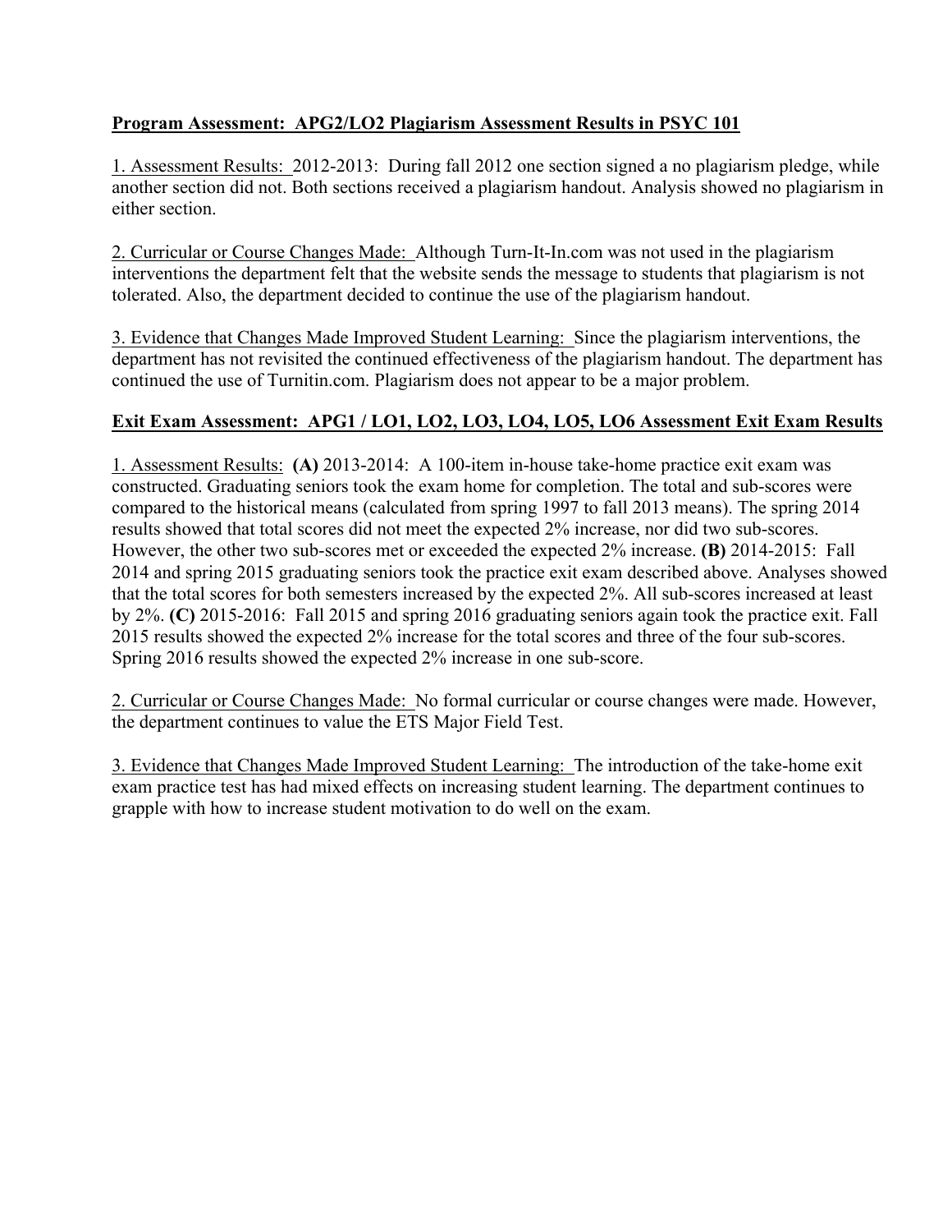**Program Assessment: APG2/LO2 Plagiarism Assessment Results in PSYC 101**

1. Assessment Results: 2012-2013: During fall 2012 one section signed a no plagiarism pledge, while another section did not. Both sections received a plagiarism handout. Analysis showed no plagiarism in either section.

2. Curricular or Course Changes Made: Although Turn-It-In.com was not used in the plagiarism interventions the department felt that the website sends the message to students that plagiarism is not tolerated. Also, the department decided to continue the use of the plagiarism handout.

3. Evidence that Changes Made Improved Student Learning: Since the plagiarism interventions, the department has not revisited the continued effectiveness of the plagiarism handout. The department has continued the use of Turnitin.com. Plagiarism does not appear to be a major problem.

**Exit Exam Assessment: APG1 / LO1, LO2, LO3, LO4, LO5, LO6 Assessment Exit Exam Results**

1. Assessment Results: **(A)** 2013-2014: A 100-item in-house take-home practice exit exam was constructed. Graduating seniors took the exam home for completion. The total and sub-scores were compared to the historical means (calculated from spring 1997 to fall 2013 means). The spring 2014 results showed that total scores did not meet the expected 2% increase, nor did two sub-scores. However, the other two sub-scores met or exceeded the expected 2% increase. **(B)** 2014-2015: Fall 2014 and spring 2015 graduating seniors took the practice exit exam described above. Analyses showed that the total scores for both semesters increased by the expected 2%. All sub-scores increased at least by 2%. **(C)** 2015-2016: Fall 2015 and spring 2016 graduating seniors again took the practice exit. Fall 2015 results showed the expected 2% increase for the total scores and three of the four sub-scores. Spring 2016 results showed the expected 2% increase in one sub-score.

2. Curricular or Course Changes Made: No formal curricular or course changes were made. However, the department continues to value the ETS Major Field Test.

3. Evidence that Changes Made Improved Student Learning: The introduction of the take-home exit exam practice test has had mixed effects on increasing student learning. The department continues to grapple with how to increase student motivation to do well on the exam.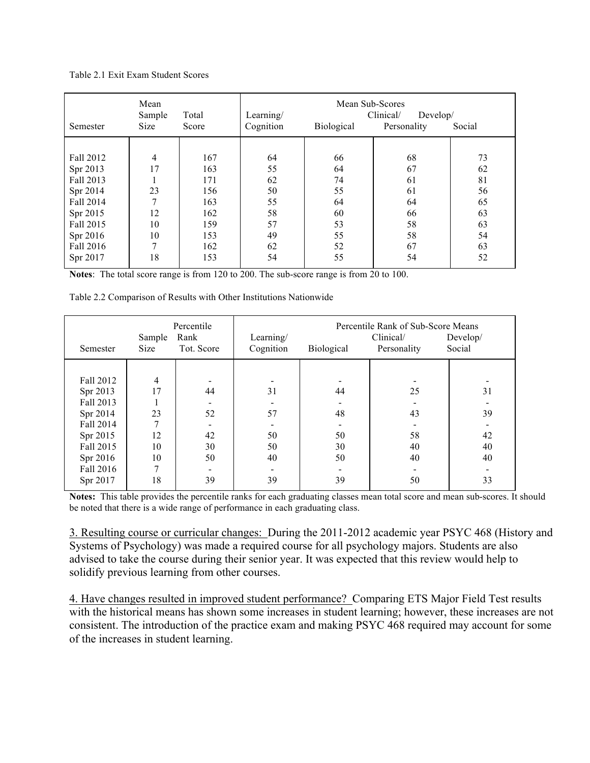Table 2.1 Exit Exam Student Scores

| Semester | Mean Sample Size | Total Score | Mean Sub-Scores Learning/ Cognition | Biological | Clinical/ Personality | Develop/ Social |
|---|---|---|---|---|---|---|
| Fall 2012 | 4 | 167 | 64 | 66 | 68 | 73 |
| Spr 2013 | 17 | 163 | 55 | 64 | 67 | 62 |
| Fall 2013 | 1 | 171 | 62 | 74 | 61 | 81 |
| Spr 2014 | 23 | 156 | 50 | 55 | 61 | 56 |
| Fall 2014 | 7 | 163 | 55 | 64 | 64 | 65 |
| Spr 2015 | 12 | 162 | 58 | 60 | 66 | 63 |
| Fall 2015 | 10 | 159 | 57 | 53 | 58 | 63 |
| Spr 2016 | 10 | 153 | 49 | 55 | 58 | 54 |
| Fall 2016 | 7 | 162 | 62 | 52 | 67 | 63 |
| Spr 2017 | 18 | 153 | 54 | 55 | 54 | 52 |

**Notes**: The total score range is from 120 to 200. The sub-score range is from 20 to 100.

Table 2.2 Comparison of Results with Other Institutions Nationwide

| Semester | Sample Size | Percentile Rank Tot. Score | Percentile Rank of Sub-Score Means Learning/ Cognition | Biological | Clinical/ Personality | Develop/ Social |
|---|---|---|---|---|---|---|
| Fall 2012 | 4 | - | - | - | - | - |
| Spr 2013 | 17 | 44 | 31 | 44 | 25 | 31 |
| Fall 2013 | 1 | - | - | - | - | - |
| Spr 2014 | 23 | 52 | 57 | 48 | 43 | 39 |
| Fall 2014 | 7 | - | - | - | - | - |
| Spr 2015 | 12 | 42 | 50 | 50 | 58 | 42 |
| Fall 2015 | 10 | 30 | 50 | 30 | 40 | 40 |
| Spr 2016 | 10 | 50 | 40 | 50 | 40 | 40 |
| Fall 2016 | 7 | - | - | - | - | - |
| Spr 2017 | 18 | 39 | 39 | 39 | 50 | 33 |

**Notes:** This table provides the percentile ranks for each graduating classes mean total score and mean sub-scores. It should be noted that there is a wide range of performance in each graduating class.

3. Resulting course or curricular changes: During the 2011-2012 academic year PSYC 468 (History and Systems of Psychology) was made a required course for all psychology majors. Students are also advised to take the course during their senior year. It was expected that this review would help to solidify previous learning from other courses.

4. Have changes resulted in improved student performance? Comparing ETS Major Field Test results with the historical means has shown some increases in student learning; however, these increases are not consistent. The introduction of the practice exam and making PSYC 468 required may account for some of the increases in student learning.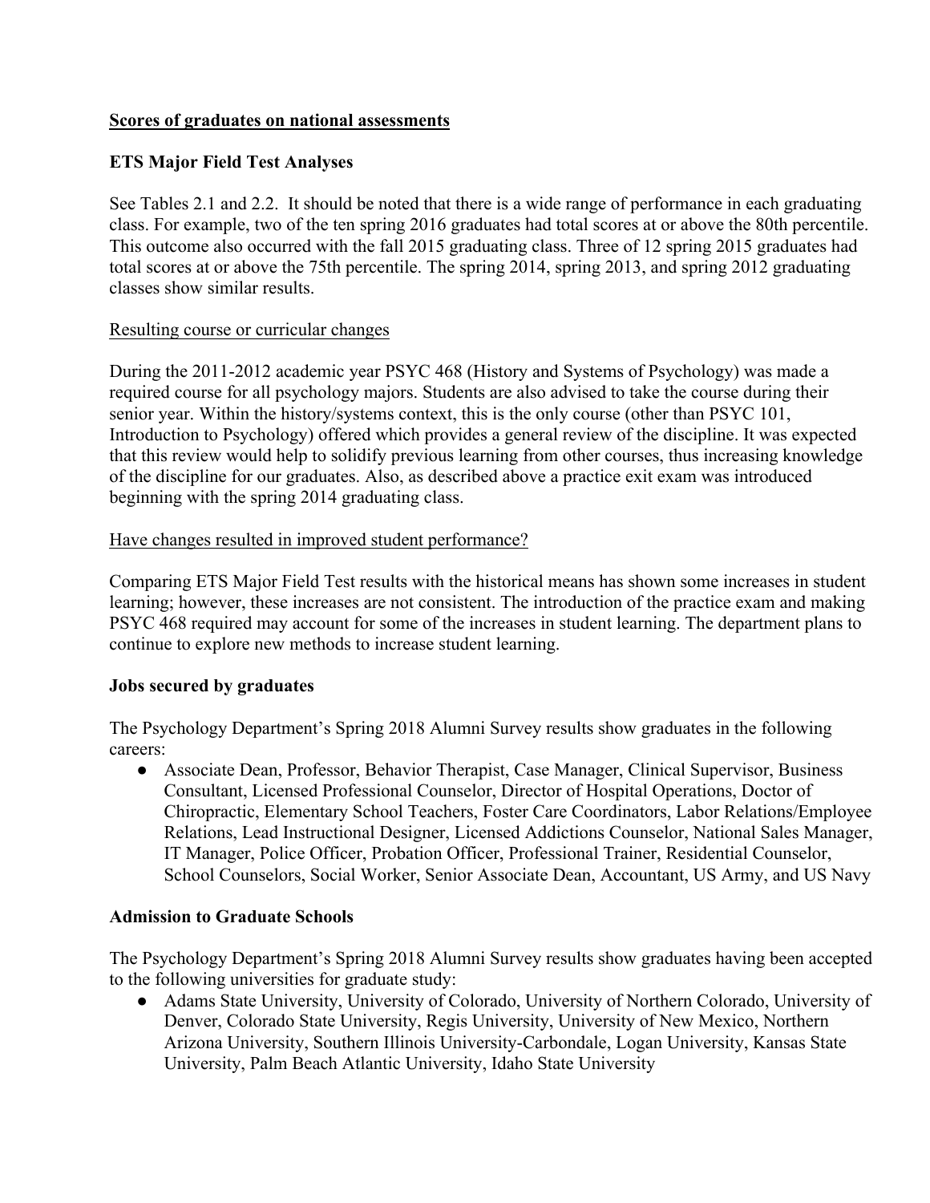**Scores of graduates on national assessments**

**ETS Major Field Test Analyses**

See Tables 2.1 and 2.2. It should be noted that there is a wide range of performance in each graduating class. For example, two of the ten spring 2016 graduates had total scores at or above the 80th percentile. This outcome also occurred with the fall 2015 graduating class. Three of 12 spring 2015 graduates had total scores at or above the 75th percentile. The spring 2014, spring 2013, and spring 2012 graduating classes show similar results.

Resulting course or curricular changes

During the 2011-2012 academic year PSYC 468 (History and Systems of Psychology) was made a required course for all psychology majors. Students are also advised to take the course during their senior year. Within the history/systems context, this is the only course (other than PSYC 101, Introduction to Psychology) offered which provides a general review of the discipline. It was expected that this review would help to solidify previous learning from other courses, thus increasing knowledge of the discipline for our graduates. Also, as described above a practice exit exam was introduced beginning with the spring 2014 graduating class.

Have changes resulted in improved student performance?

Comparing ETS Major Field Test results with the historical means has shown some increases in student learning; however, these increases are not consistent. The introduction of the practice exam and making PSYC 468 required may account for some of the increases in student learning. The department plans to continue to explore new methods to increase student learning.

**Jobs secured by graduates**

The Psychology Department's Spring 2018 Alumni Survey results show graduates in the following careers:

- Associate Dean, Professor, Behavior Therapist, Case Manager, Clinical Supervisor, Business Consultant, Licensed Professional Counselor, Director of Hospital Operations, Doctor of Chiropractic, Elementary School Teachers, Foster Care Coordinators, Labor Relations/Employee Relations, Lead Instructional Designer, Licensed Addictions Counselor, National Sales Manager, IT Manager, Police Officer, Probation Officer, Professional Trainer, Residential Counselor, School Counselors, Social Worker, Senior Associate Dean, Accountant, US Army, and US Navy

**Admission to Graduate Schools**

The Psychology Department's Spring 2018 Alumni Survey results show graduates having been accepted to the following universities for graduate study:

- Adams State University, University of Colorado, University of Northern Colorado, University of Denver, Colorado State University, Regis University, University of New Mexico, Northern Arizona University, Southern Illinois University-Carbondale, Logan University, Kansas State University, Palm Beach Atlantic University, Idaho State University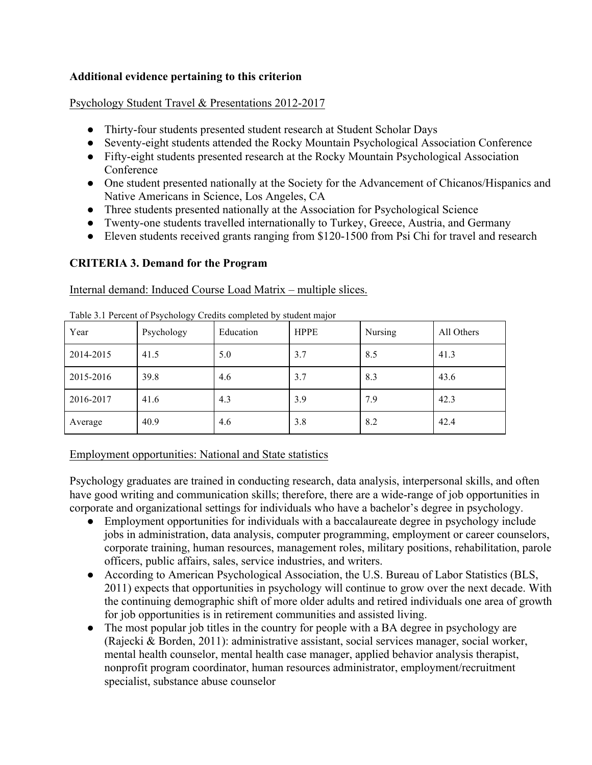**Additional evidence pertaining to this criterion**

Psychology Student Travel & Presentations 2012-2017

- Thirty-four students presented student research at Student Scholar Days
- Seventy-eight students attended the Rocky Mountain Psychological Association Conference
- Fifty-eight students presented research at the Rocky Mountain Psychological Association Conference
- One student presented nationally at the Society for the Advancement of Chicanos/Hispanics and Native Americans in Science, Los Angeles, CA
- Three students presented nationally at the Association for Psychological Science
- Twenty-one students travelled internationally to Turkey, Greece, Austria, and Germany
- Eleven students received grants ranging from $120-1500 from Psi Chi for travel and research

## CRITERIA 3. Demand for the Program

Internal demand: Induced Course Load Matrix – multiple slices.

Table 3.1 Percent of Psychology Credits completed by student major

| Year | Psychology | Education | HPPE | Nursing | All Others |
|---|---|---|---|---|---|
| 2014-2015 | 41.5 | 5.0 | 3.7 | 8.5 | 41.3 |
| 2015-2016 | 39.8 | 4.6 | 3.7 | 8.3 | 43.6 |
| 2016-2017 | 41.6 | 4.3 | 3.9 | 7.9 | 42.3 |
| Average | 40.9 | 4.6 | 3.8 | 8.2 | 42.4 |

Employment opportunities: National and State statistics

Psychology graduates are trained in conducting research, data analysis, interpersonal skills, and often have good writing and communication skills; therefore, there are a wide-range of job opportunities in corporate and organizational settings for individuals who have a bachelor's degree in psychology.

- Employment opportunities for individuals with a baccalaureate degree in psychology include jobs in administration, data analysis, computer programming, employment or career counselors, corporate training, human resources, management roles, military positions, rehabilitation, parole officers, public affairs, sales, service industries, and writers.
- According to American Psychological Association, the U.S. Bureau of Labor Statistics (BLS, 2011) expects that opportunities in psychology will continue to grow over the next decade. With the continuing demographic shift of more older adults and retired individuals one area of growth for job opportunities is in retirement communities and assisted living.
- The most popular job titles in the country for people with a BA degree in psychology are (Rajecki & Borden, 2011): administrative assistant, social services manager, social worker, mental health counselor, mental health case manager, applied behavior analysis therapist, nonprofit program coordinator, human resources administrator, employment/recruitment specialist, substance abuse counselor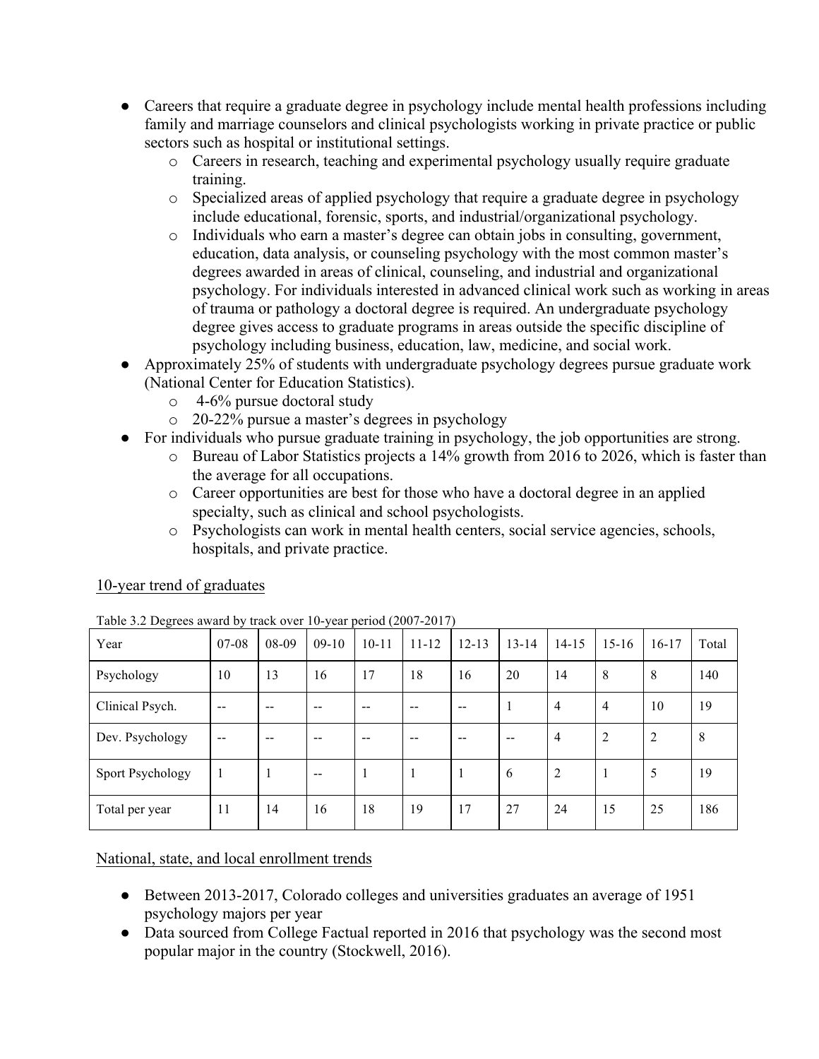- Careers that require a graduate degree in psychology include mental health professions including family and marriage counselors and clinical psychologists working in private practice or public sectors such as hospital or institutional settings.
  - Careers in research, teaching and experimental psychology usually require graduate training.
  - Specialized areas of applied psychology that require a graduate degree in psychology include educational, forensic, sports, and industrial/organizational psychology.
  - Individuals who earn a master's degree can obtain jobs in consulting, government, education, data analysis, or counseling psychology with the most common master's degrees awarded in areas of clinical, counseling, and industrial and organizational psychology. For individuals interested in advanced clinical work such as working in areas of trauma or pathology a doctoral degree is required. An undergraduate psychology degree gives access to graduate programs in areas outside the specific discipline of psychology including business, education, law, medicine, and social work.
- Approximately 25% of students with undergraduate psychology degrees pursue graduate work (National Center for Education Statistics).
  - 4-6% pursue doctoral study
  - 20-22% pursue a master's degrees in psychology
- For individuals who pursue graduate training in psychology, the job opportunities are strong.
  - Bureau of Labor Statistics projects a 14% growth from 2016 to 2026, which is faster than the average for all occupations.
  - Career opportunities are best for those who have a doctoral degree in an applied specialty, such as clinical and school psychologists.
  - Psychologists can work in mental health centers, social service agencies, schools, hospitals, and private practice.

10-year trend of graduates

Table 3.2 Degrees award by track over 10-year period (2007-2017)

| Year | 07-08 | 08-09 | 09-10 | 10-11 | 11-12 | 12-13 | 13-14 | 14-15 | 15-16 | 16-17 | Total |
|---|---|---|---|---|---|---|---|---|---|---|---|
| Psychology | 10 | 13 | 16 | 17 | 18 | 16 | 20 | 14 | 8 | 8 | 140 |
| Clinical Psych. | -- | -- | -- | -- | -- | -- | 1 | 4 | 4 | 10 | 19 |
| Dev. Psychology | -- | -- | -- | -- | -- | -- | -- | 4 | 2 | 2 | 8 |
| Sport Psychology | 1 | 1 | -- | 1 | 1 | 1 | 6 | 2 | 1 | 5 | 19 |
| Total per year | 11 | 14 | 16 | 18 | 19 | 17 | 27 | 24 | 15 | 25 | 186 |

National, state, and local enrollment trends

- Between 2013-2017, Colorado colleges and universities graduates an average of 1951 psychology majors per year
- Data sourced from College Factual reported in 2016 that psychology was the second most popular major in the country (Stockwell, 2016).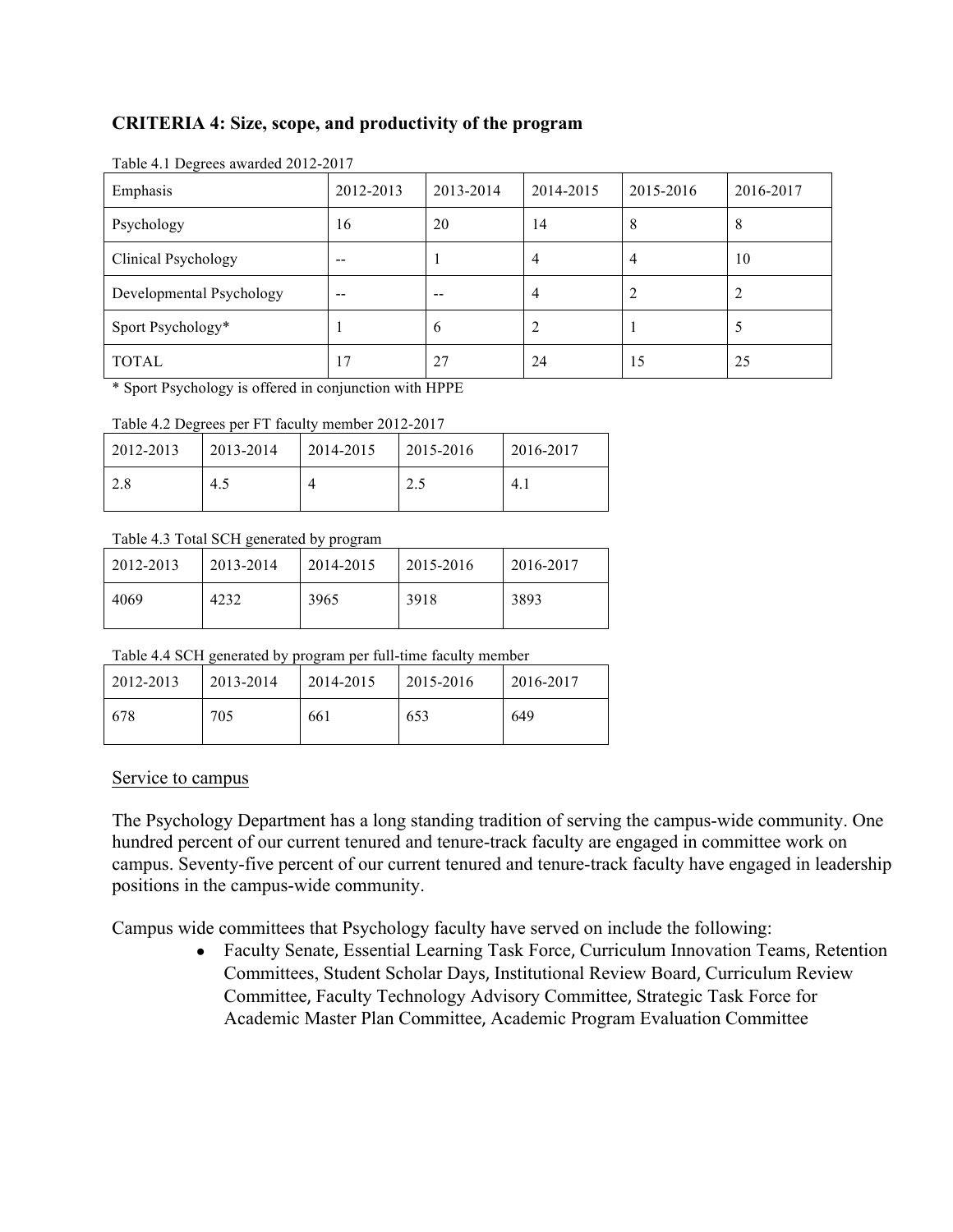## CRITERIA 4: Size, scope, and productivity of the program

Table 4.1 Degrees awarded 2012-2017

| Emphasis | 2012-2013 | 2013-2014 | 2014-2015 | 2015-2016 | 2016-2017 |
|---|---|---|---|---|---|
| Psychology | 16 | 20 | 14 | 8 | 8 |
| Clinical Psychology | -- | 1 | 4 | 4 | 10 |
| Developmental Psychology | -- | -- | 4 | 2 | 2 |
| Sport Psychology* | 1 | 6 | 2 | 1 | 5 |
| TOTAL | 17 | 27 | 24 | 15 | 25 |

* Sport Psychology is offered in conjunction with HPPE

Table 4.2 Degrees per FT faculty member 2012-2017

| 2012-2013 | 2013-2014 | 2014-2015 | 2015-2016 | 2016-2017 |
|---|---|---|---|---|
| 2.8 | 4.5 | 4 | 2.5 | 4.1 |

Table 4.3 Total SCH generated by program

| 2012-2013 | 2013-2014 | 2014-2015 | 2015-2016 | 2016-2017 |
|---|---|---|---|---|
| 4069 | 4232 | 3965 | 3918 | 3893 |

Table 4.4 SCH generated by program per full-time faculty member

| 2012-2013 | 2013-2014 | 2014-2015 | 2015-2016 | 2016-2017 |
|---|---|---|---|---|
| 678 | 705 | 661 | 653 | 649 |

### Service to campus

The Psychology Department has a long standing tradition of serving the campus-wide community. One hundred percent of our current tenured and tenure-track faculty are engaged in committee work on campus. Seventy-five percent of our current tenured and tenure-track faculty have engaged in leadership positions in the campus-wide community.

Campus wide committees that Psychology faculty have served on include the following:

- Faculty Senate, Essential Learning Task Force, Curriculum Innovation Teams, Retention Committees, Student Scholar Days, Institutional Review Board, Curriculum Review Committee, Faculty Technology Advisory Committee, Strategic Task Force for Academic Master Plan Committee, Academic Program Evaluation Committee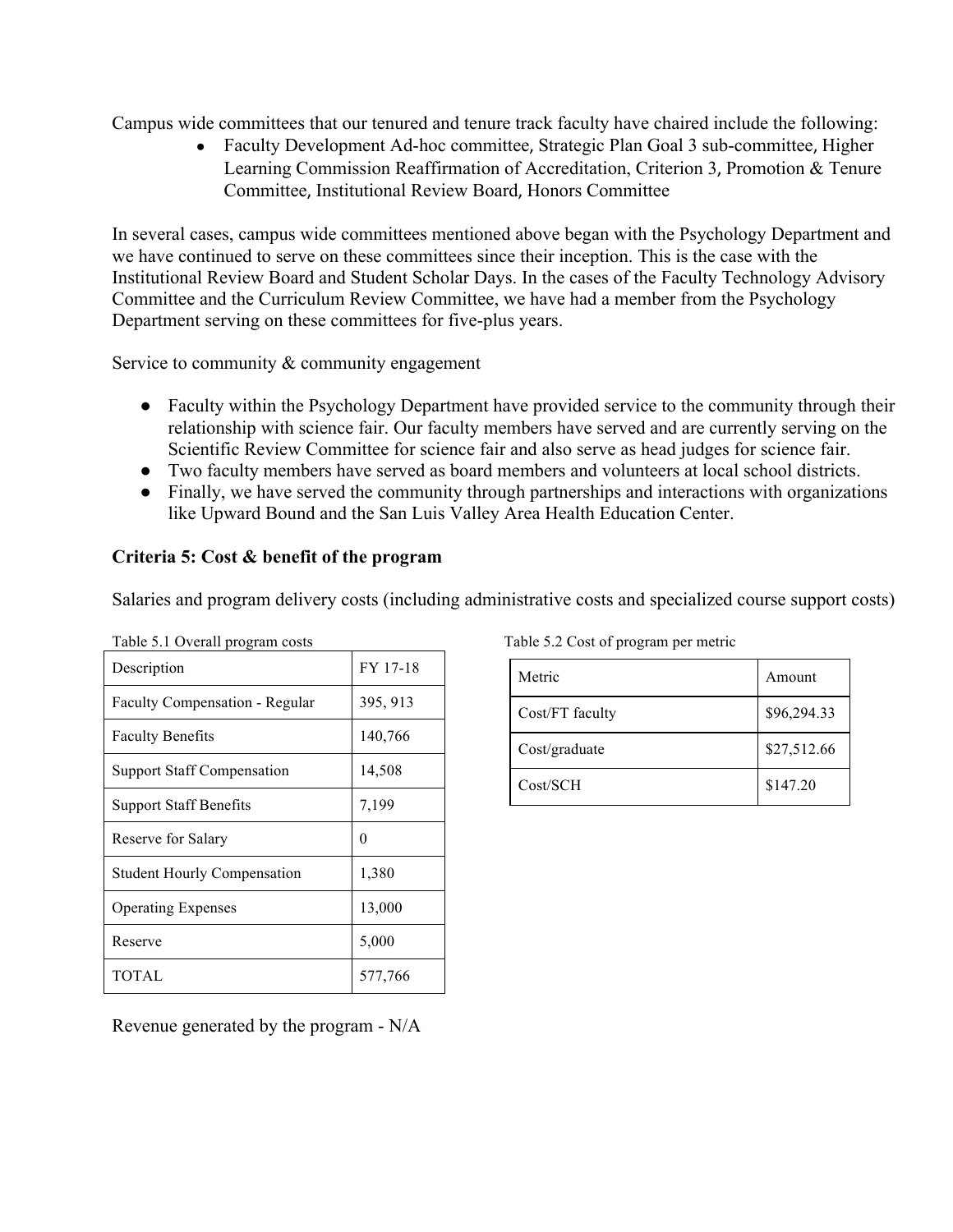Campus wide committees that our tenured and tenure track faculty have chaired include the following:

- Faculty Development Ad-hoc committee, Strategic Plan Goal 3 sub-committee, Higher Learning Commission Reaffirmation of Accreditation, Criterion 3, Promotion & Tenure Committee, Institutional Review Board, Honors Committee

In several cases, campus wide committees mentioned above began with the Psychology Department and we have continued to serve on these committees since their inception. This is the case with the Institutional Review Board and Student Scholar Days. In the cases of the Faculty Technology Advisory Committee and the Curriculum Review Committee, we have had a member from the Psychology Department serving on these committees for five-plus years.

Service to community & community engagement

- Faculty within the Psychology Department have provided service to the community through their relationship with science fair. Our faculty members have served and are currently serving on the Scientific Review Committee for science fair and also serve as head judges for science fair.
- Two faculty members have served as board members and volunteers at local school districts.
- Finally, we have served the community through partnerships and interactions with organizations like Upward Bound and the San Luis Valley Area Health Education Center.

**Criteria 5: Cost & benefit of the program**

Salaries and program delivery costs (including administrative costs and specialized course support costs)

Table 5.1 Overall program costs

| Description | FY 17-18 |
|---|---|
| Faculty Compensation - Regular | 395, 913 |
| Faculty Benefits | 140,766 |
| Support Staff Compensation | 14,508 |
| Support Staff Benefits | 7,199 |
| Reserve for Salary | 0 |
| Student Hourly Compensation | 1,380 |
| Operating Expenses | 13,000 |
| Reserve | 5,000 |
| TOTAL | 577,766 |

Table 5.2 Cost of program per metric

| Metric | Amount |
|---|---|
| Cost/FT faculty | $96,294.33 |
| Cost/graduate | $27,512.66 |
| Cost/SCH | $147.20 |

Revenue generated by the program - N/A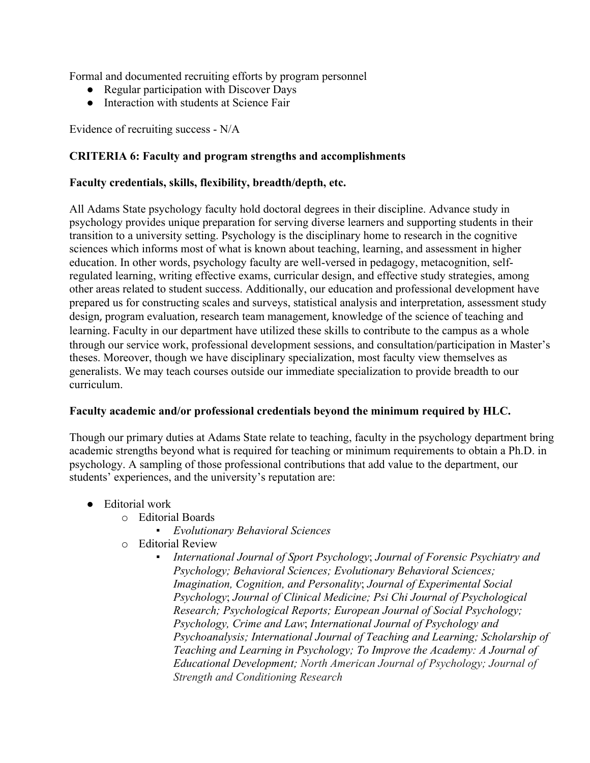Formal and documented recruiting efforts by program personnel

- Regular participation with Discover Days
- Interaction with students at Science Fair

Evidence of recruiting success - N/A

**CRITERIA 6: Faculty and program strengths and accomplishments**

**Faculty credentials, skills, flexibility, breadth/depth, etc.**

All Adams State psychology faculty hold doctoral degrees in their discipline. Advance study in psychology provides unique preparation for serving diverse learners and supporting students in their transition to a university setting. Psychology is the disciplinary home to research in the cognitive sciences which informs most of what is known about teaching, learning, and assessment in higher education. In other words, psychology faculty are well-versed in pedagogy, metacognition, self-regulated learning, writing effective exams, curricular design, and effective study strategies, among other areas related to student success. Additionally, our education and professional development have prepared us for constructing scales and surveys, statistical analysis and interpretation, assessment study design, program evaluation, research team management, knowledge of the science of teaching and learning. Faculty in our department have utilized these skills to contribute to the campus as a whole through our service work, professional development sessions, and consultation/participation in Master's theses. Moreover, though we have disciplinary specialization, most faculty view themselves as generalists. We may teach courses outside our immediate specialization to provide breadth to our curriculum.

**Faculty academic and/or professional credentials beyond the minimum required by HLC.**

Though our primary duties at Adams State relate to teaching, faculty in the psychology department bring academic strengths beyond what is required for teaching or minimum requirements to obtain a Ph.D. in psychology. A sampling of those professional contributions that add value to the department, our students' experiences, and the university's reputation are:

- Editorial work
  - Editorial Boards
    - *Evolutionary Behavioral Sciences*
  - Editorial Review
    - *International Journal of Sport Psychology*; *Journal of Forensic Psychiatry and Psychology; Behavioral Sciences; Evolutionary Behavioral Sciences; Imagination, Cognition, and Personality*; *Journal of Experimental Social Psychology*; *Journal of Clinical Medicine; Psi Chi Journal of Psychological Research; Psychological Reports; European Journal of Social Psychology; Psychology, Crime and Law*; *International Journal of Psychology and Psychoanalysis; International Journal of Teaching and Learning; Scholarship of Teaching and Learning in Psychology; To Improve the Academy: A Journal of Educational Development; North American Journal of Psychology; Journal of Strength and Conditioning Research*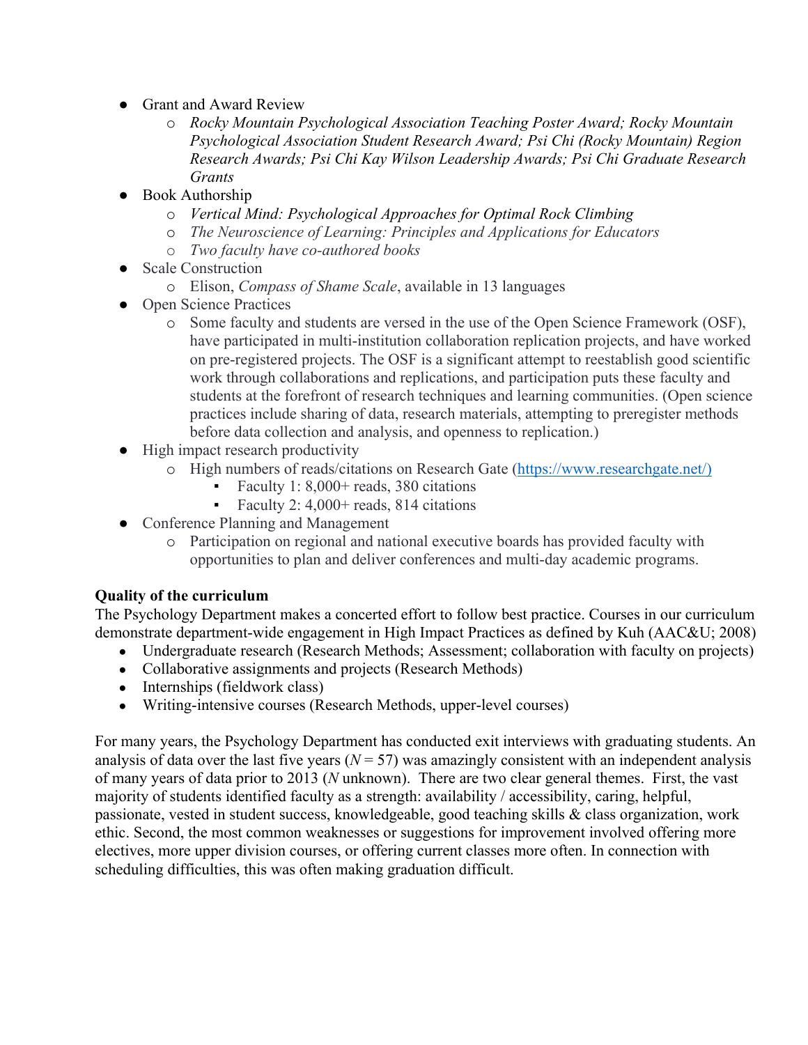- Grant and Award Review
  - *Rocky Mountain Psychological Association Teaching Poster Award; Rocky Mountain Psychological Association Student Research Award; Psi Chi (Rocky Mountain) Region Research Awards; Psi Chi Kay Wilson Leadership Awards; Psi Chi Graduate Research Grants*
- Book Authorship
  - *Vertical Mind: Psychological Approaches for Optimal Rock Climbing*
  - *The Neuroscience of Learning: Principles and Applications for Educators*
  - *Two faculty have co-authored books*
- Scale Construction
  - Elison, *Compass of Shame Scale*, available in 13 languages
- Open Science Practices
  - Some faculty and students are versed in the use of the Open Science Framework (OSF), have participated in multi-institution collaboration replication projects, and have worked on pre-registered projects. The OSF is a significant attempt to reestablish good scientific work through collaborations and replications, and participation puts these faculty and students at the forefront of research techniques and learning communities. (Open science practices include sharing of data, research materials, attempting to preregister methods before data collection and analysis, and openness to replication.)
- High impact research productivity
  - High numbers of reads/citations on Research Gate (https://www.researchgate.net/)
    - Faculty 1: 8,000+ reads, 380 citations
    - Faculty 2: 4,000+ reads, 814 citations
- Conference Planning and Management
  - Participation on regional and national executive boards has provided faculty with opportunities to plan and deliver conferences and multi-day academic programs.

**Quality of the curriculum**

The Psychology Department makes a concerted effort to follow best practice. Courses in our curriculum demonstrate department-wide engagement in High Impact Practices as defined by Kuh (AAC&U; 2008)

- Undergraduate research (Research Methods; Assessment; collaboration with faculty on projects)
- Collaborative assignments and projects (Research Methods)
- Internships (fieldwork class)
- Writing-intensive courses (Research Methods, upper-level courses)

For many years, the Psychology Department has conducted exit interviews with graduating students. An analysis of data over the last five years ($N = 57$) was amazingly consistent with an independent analysis of many years of data prior to 2013 ($N$ unknown). There are two clear general themes. First, the vast majority of students identified faculty as a strength: availability / accessibility, caring, helpful, passionate, vested in student success, knowledgeable, good teaching skills & class organization, work ethic. Second, the most common weaknesses or suggestions for improvement involved offering more electives, more upper division courses, or offering current classes more often. In connection with scheduling difficulties, this was often making graduation difficult.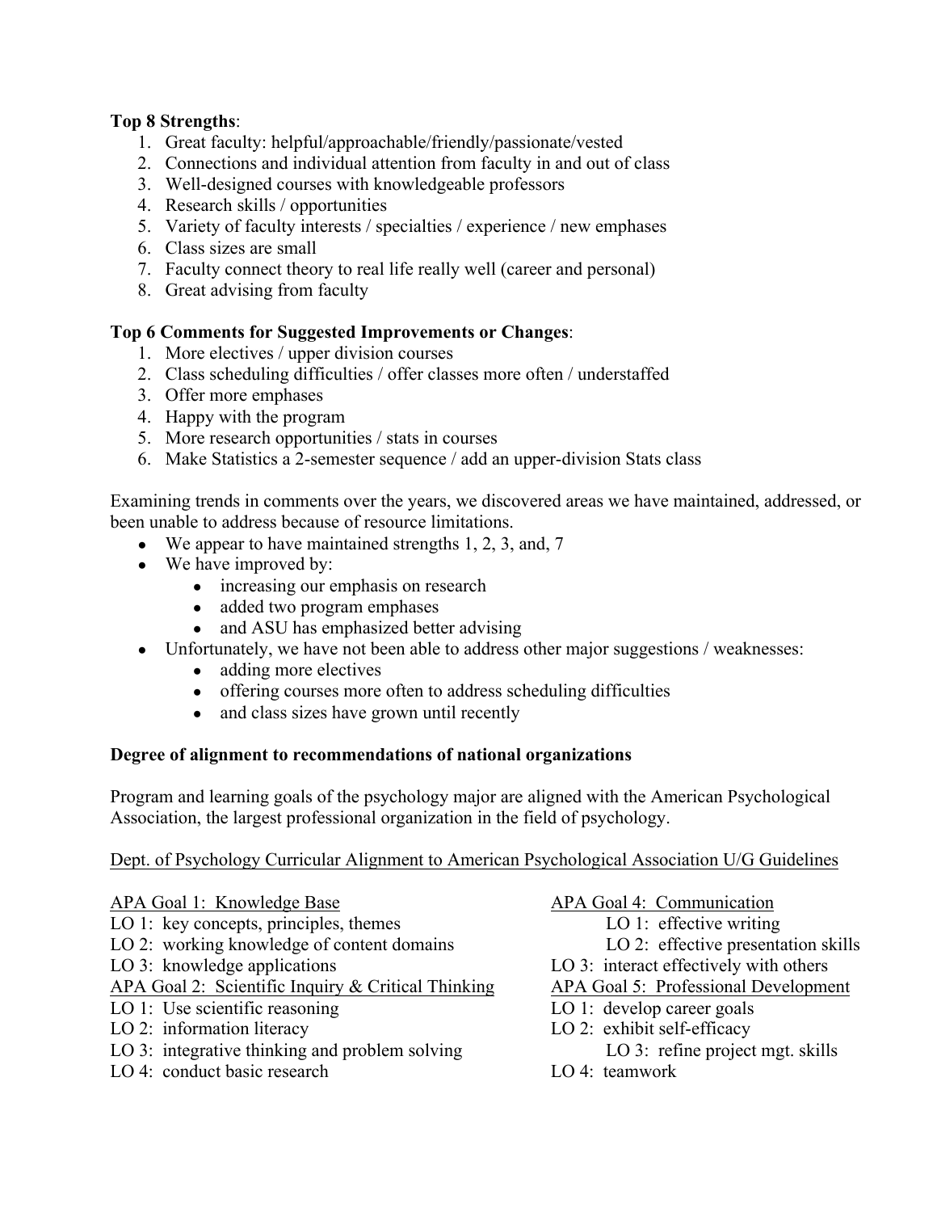**Top 8 Strengths**:

1. Great faculty: helpful/approachable/friendly/passionate/vested
2. Connections and individual attention from faculty in and out of class
3. Well-designed courses with knowledgeable professors
4. Research skills / opportunities
5. Variety of faculty interests / specialties / experience / new emphases
6. Class sizes are small
7. Faculty connect theory to real life really well (career and personal)
8. Great advising from faculty

**Top 6 Comments for Suggested Improvements or Changes**:

1. More electives / upper division courses
2. Class scheduling difficulties / offer classes more often / understaffed
3. Offer more emphases
4. Happy with the program
5. More research opportunities / stats in courses
6. Make Statistics a 2-semester sequence / add an upper-division Stats class

Examining trends in comments over the years, we discovered areas we have maintained, addressed, or been unable to address because of resource limitations.

- We appear to have maintained strengths 1, 2, 3, and, 7
- We have improved by:
    - increasing our emphasis on research
    - added two program emphases
    - and ASU has emphasized better advising
- Unfortunately, we have not been able to address other major suggestions / weaknesses:
    - adding more electives
    - offering courses more often to address scheduling difficulties
    - and class sizes have grown until recently

**Degree of alignment to recommendations of national organizations**

Program and learning goals of the psychology major are aligned with the American Psychological Association, the largest professional organization in the field of psychology.

<u>Dept. of Psychology Curricular Alignment to American Psychological Association U/G Guidelines</u>

<u>APA Goal 1: Knowledge Base</u>
LO 1: key concepts, principles, themes
LO 2: working knowledge of content domains
LO 3: knowledge applications
<u>APA Goal 2: Scientific Inquiry & Critical Thinking</u>
LO 1: Use scientific reasoning
LO 2: information literacy
LO 3: integrative thinking and problem solving
LO 4: conduct basic research

<u>APA Goal 4: Communication</u>
LO 1: effective writing
LO 2: effective presentation skills
LO 3: interact effectively with others
<u>APA Goal 5: Professional Development</u>
LO 1: develop career goals
LO 2: exhibit self-efficacy
LO 3: refine project mgt. skills
LO 4: teamwork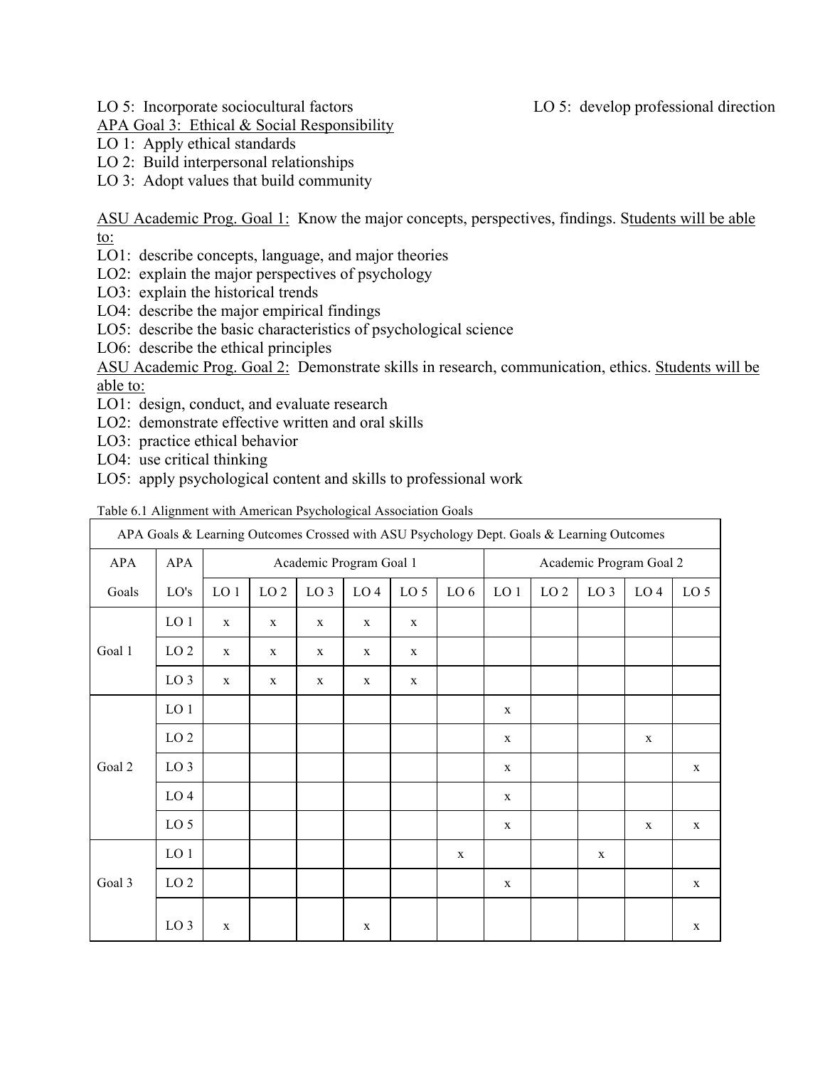LO 5: Incorporate sociocultural factors

LO 5: develop professional direction

APA Goal 3: Ethical & Social Responsibility

LO 1: Apply ethical standards
LO 2: Build interpersonal relationships
LO 3: Adopt values that build community

ASU Academic Prog. Goal 1: Know the major concepts, perspectives, findings. Students will be able to:

LO1: describe concepts, language, and major theories
LO2: explain the major perspectives of psychology
LO3: explain the historical trends
LO4: describe the major empirical findings
LO5: describe the basic characteristics of psychological science
LO6: describe the ethical principles

ASU Academic Prog. Goal 2: Demonstrate skills in research, communication, ethics. Students will be able to:

LO1: design, conduct, and evaluate research
LO2: demonstrate effective written and oral skills
LO3: practice ethical behavior
LO4: use critical thinking
LO5: apply psychological content and skills to professional work

Table 6.1 Alignment with American Psychological Association Goals

| APA Goals & Learning Outcomes Crossed with ASU Psychology Dept. Goals & Learning Outcomes | | | | | | | | | | | | |
|---|---|---|---|---|---|---|---|---|---|---|---|---|
| APA | APA | Academic Program Goal 1 | | | | | | Academic Program Goal 2 | | | | |
| Goals | LO's | LO 1 | LO 2 | LO 3 | LO 4 | LO 5 | LO 6 | LO 1 | LO 2 | LO 3 | LO 4 | LO 5 |
| Goal 1 | LO 1 | x | x | x | x | x | | | | | | |
| | LO 2 | x | x | x | x | x | | | | | | |
| | LO 3 | x | x | x | x | x | | | | | | |
| Goal 2 | LO 1 | | | | | | | x | | | | |
| | LO 2 | | | | | | | x | | | x | |
| | LO 3 | | | | | | | x | | | | x |
| | LO 4 | | | | | | | x | | | | |
| | LO 5 | | | | | | | x | | | x | x |
| Goal 3 | LO 1 | | | | | | x | | | x | | |
| | LO 2 | | | | | | | x | | | | x |
| | LO 3 | x | | | x | | | | | | | x |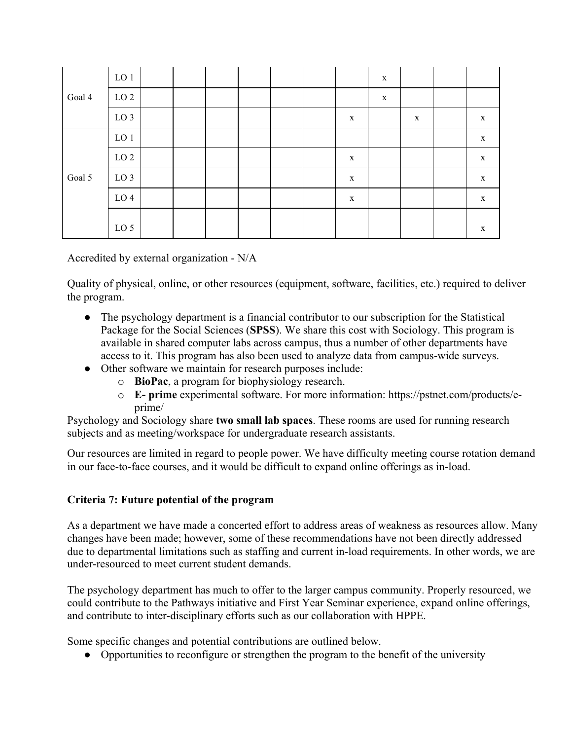| | | | | | | | | | | | | |
|---|---|---|---|---|---|---|---|---|---|---|---|---|
| Goal 4 | LO 1 | | | | | | | | x | | | |
| | LO 2 | | | | | | | | x | | | |
| | LO 3 | | | | | | | x | | x | | x |
| Goal 5 | LO 1 | | | | | | | | | | | x |
| | LO 2 | | | | | | | x | | | | x |
| | LO 3 | | | | | | | x | | | | x |
| | LO 4 | | | | | | | x | | | | x |
| | LO 5 | | | | | | | | | | | x |

Accredited by external organization - N/A

Quality of physical, online, or other resources (equipment, software, facilities, etc.) required to deliver the program.

- The psychology department is a financial contributor to our subscription for the Statistical Package for the Social Sciences (**SPSS**). We share this cost with Sociology. This program is available in shared computer labs across campus, thus a number of other departments have access to it. This program has also been used to analyze data from campus-wide surveys.
- Other software we maintain for research purposes include:
  - **BioPac**, a program for biophysiology research.
  - **E- prime** experimental software. For more information: https://pstnet.com/products/e-prime/

Psychology and Sociology share **two small lab spaces**. These rooms are used for running research subjects and as meeting/workspace for undergraduate research assistants.

Our resources are limited in regard to people power. We have difficulty meeting course rotation demand in our face-to-face courses, and it would be difficult to expand online offerings as in-load.

**Criteria 7: Future potential of the program**

As a department we have made a concerted effort to address areas of weakness as resources allow. Many changes have been made; however, some of these recommendations have not been directly addressed due to departmental limitations such as staffing and current in-load requirements. In other words, we are under-resourced to meet current student demands.

The psychology department has much to offer to the larger campus community. Properly resourced, we could contribute to the Pathways initiative and First Year Seminar experience, expand online offerings, and contribute to inter-disciplinary efforts such as our collaboration with HPPE.

Some specific changes and potential contributions are outlined below.

- Opportunities to reconfigure or strengthen the program to the benefit of the university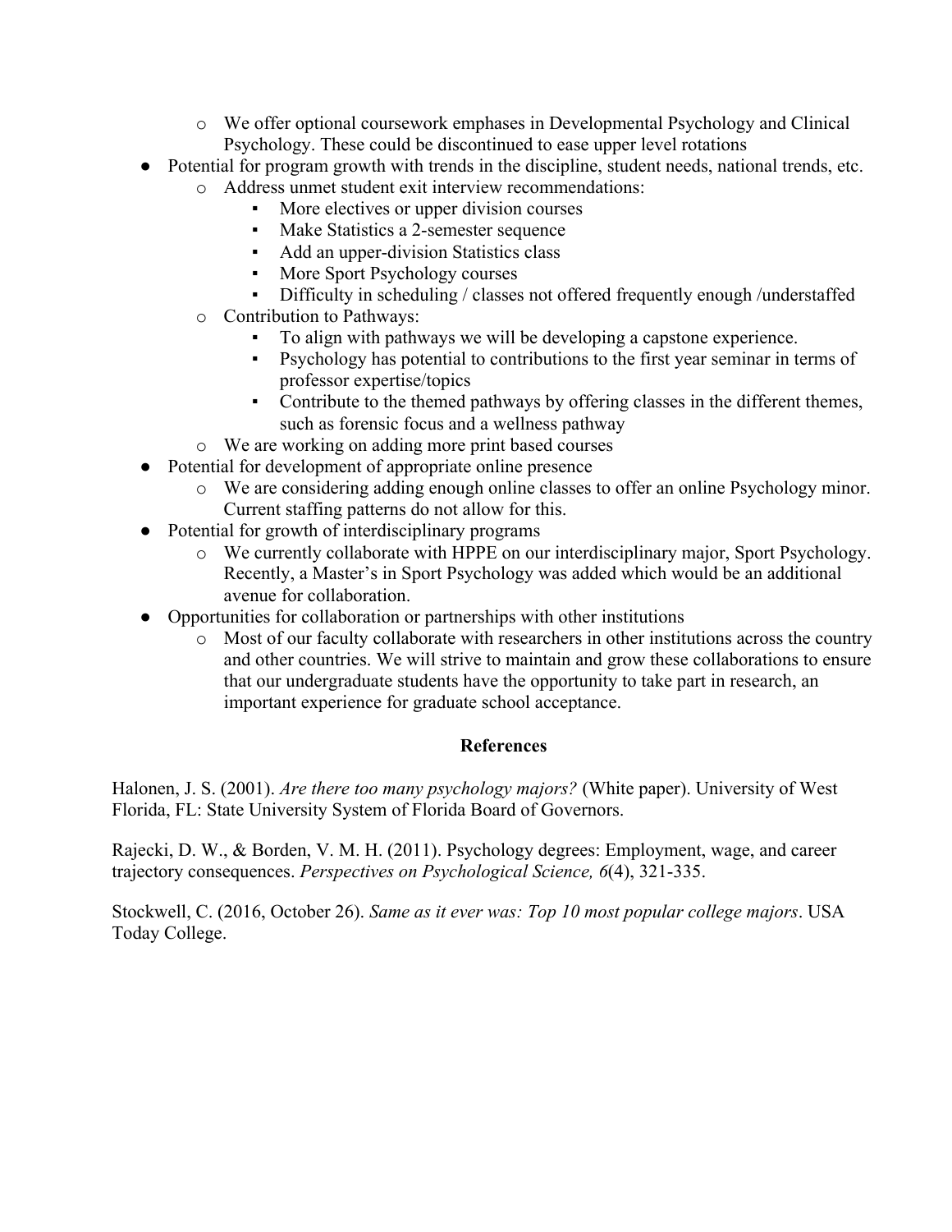- We offer optional coursework emphases in Developmental Psychology and Clinical Psychology. These could be discontinued to ease upper level rotations
- Potential for program growth with trends in the discipline, student needs, national trends, etc.
  - Address unmet student exit interview recommendations:
    - More electives or upper division courses
    - Make Statistics a 2-semester sequence
    - Add an upper-division Statistics class
    - More Sport Psychology courses
    - Difficulty in scheduling / classes not offered frequently enough /understaffed
  - Contribution to Pathways:
    - To align with pathways we will be developing a capstone experience.
    - Psychology has potential to contributions to the first year seminar in terms of professor expertise/topics
    - Contribute to the themed pathways by offering classes in the different themes, such as forensic focus and a wellness pathway
  - We are working on adding more print based courses
- Potential for development of appropriate online presence
  - We are considering adding enough online classes to offer an online Psychology minor. Current staffing patterns do not allow for this.
- Potential for growth of interdisciplinary programs
  - We currently collaborate with HPPE on our interdisciplinary major, Sport Psychology. Recently, a Master's in Sport Psychology was added which would be an additional avenue for collaboration.
- Opportunities for collaboration or partnerships with other institutions
  - Most of our faculty collaborate with researchers in other institutions across the country and other countries. We will strive to maintain and grow these collaborations to ensure that our undergraduate students have the opportunity to take part in research, an important experience for graduate school acceptance.

**References**

Halonen, J. S. (2001). *Are there too many psychology majors?* (White paper). University of West Florida, FL: State University System of Florida Board of Governors.

Rajecki, D. W., & Borden, V. M. H. (2011). Psychology degrees: Employment, wage, and career trajectory consequences. *Perspectives on Psychological Science, 6*(4), 321-335.

Stockwell, C. (2016, October 26). *Same as it ever was: Top 10 most popular college majors*. USA Today College.